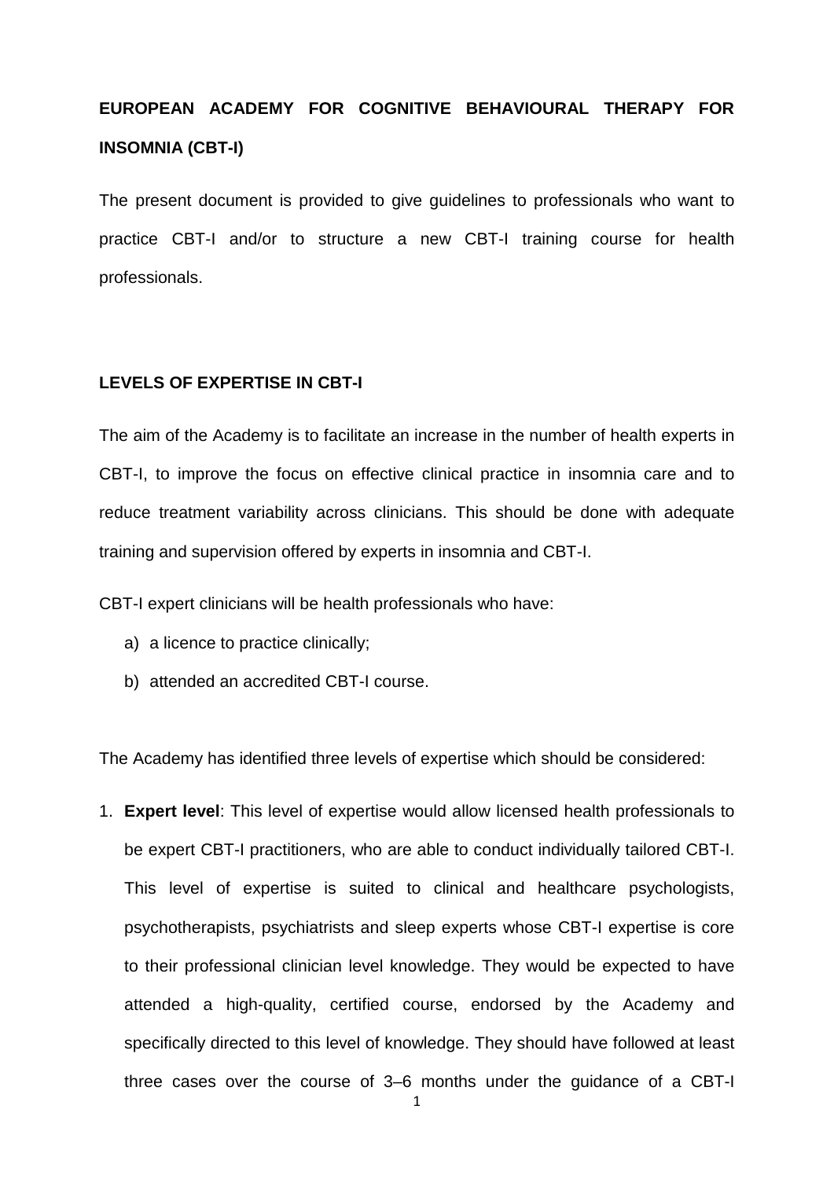# EUROPEAN ACADEMY FOR COGNITIVE BEHAVIOURAL THERAPY FOR INSOMNIA (CBT-I)

The present document is provided to give guidelines to professionals who want to practice CBT-I and/or to structure a new CBT-I training course for health professionals.

## LEVELS OF EXPERTISE IN CBT-I

The aim of the Academy is to facilitate an increase in the number of health experts in CBT-I, to improve the focus on effective clinical practice in insomnia care and to reduce treatment variability across clinicians. This should be done with adequate training and supervision offered by experts in insomnia and CBT-I.

CBT-I expert clinicians will be health professionals who have:

a) a licence to practice clinically;
b) attended an accredited CBT-I course.

The Academy has identified three levels of expertise which should be considered:

1. **Expert level**: This level of expertise would allow licensed health professionals to be expert CBT-I practitioners, who are able to conduct individually tailored CBT-I. This level of expertise is suited to clinical and healthcare psychologists, psychotherapists, psychiatrists and sleep experts whose CBT-I expertise is core to their professional clinician level knowledge. They would be expected to have attended a high-quality, certified course, endorsed by the Academy and specifically directed to this level of knowledge. They should have followed at least three cases over the course of 3–6 months under the guidance of a CBT-I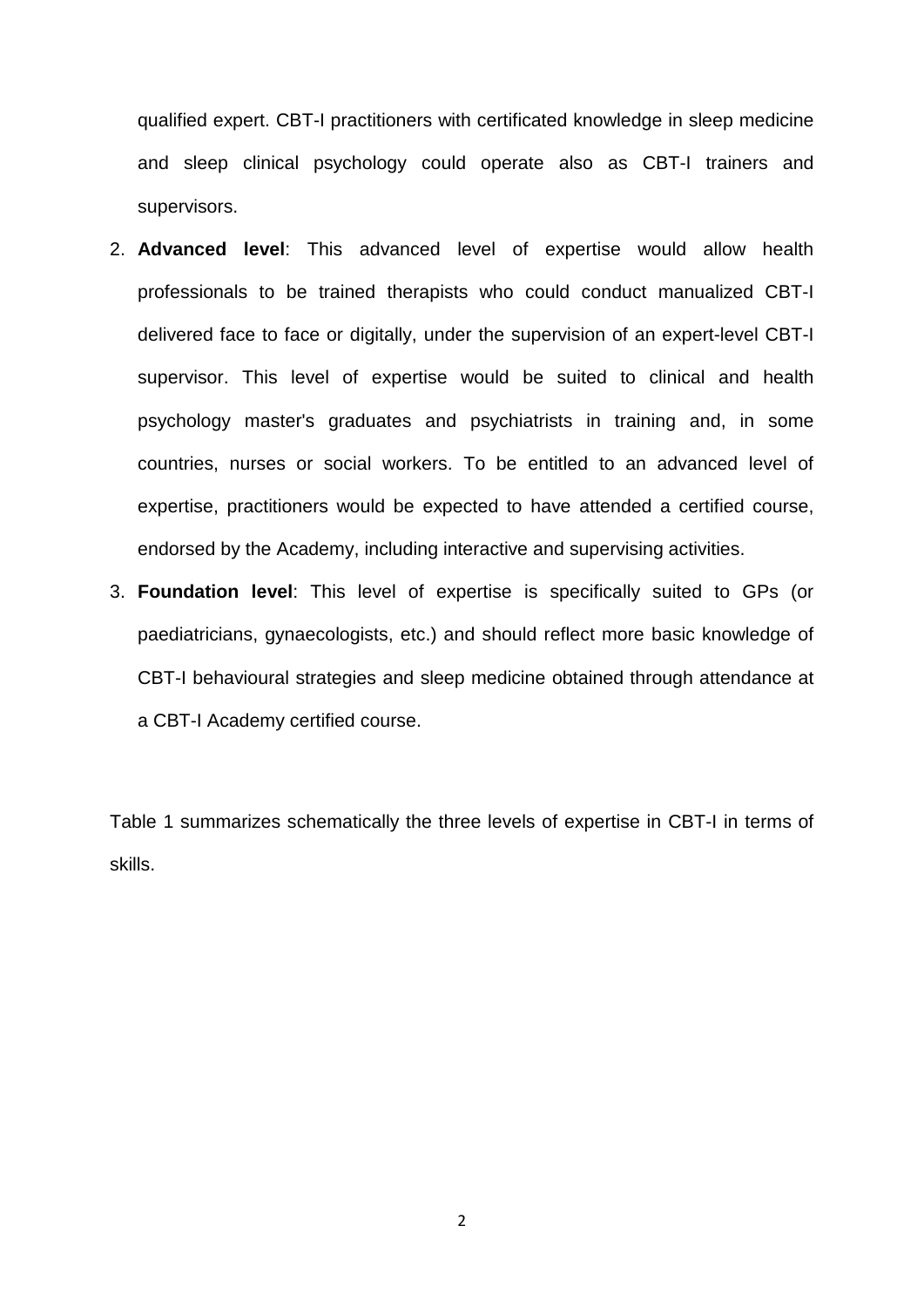qualified expert. CBT-I practitioners with certificated knowledge in sleep medicine and sleep clinical psychology could operate also as CBT-I trainers and supervisors.

2. **Advanced level**: This advanced level of expertise would allow health professionals to be trained therapists who could conduct manualized CBT-I delivered face to face or digitally, under the supervision of an expert-level CBT-I supervisor. This level of expertise would be suited to clinical and health psychology master's graduates and psychiatrists in training and, in some countries, nurses or social workers. To be entitled to an advanced level of expertise, practitioners would be expected to have attended a certified course, endorsed by the Academy, including interactive and supervising activities.
3. **Foundation level**: This level of expertise is specifically suited to GPs (or paediatricians, gynaecologists, etc.) and should reflect more basic knowledge of CBT-I behavioural strategies and sleep medicine obtained through attendance at a CBT-I Academy certified course.

Table 1 summarizes schematically the three levels of expertise in CBT-I in terms of skills.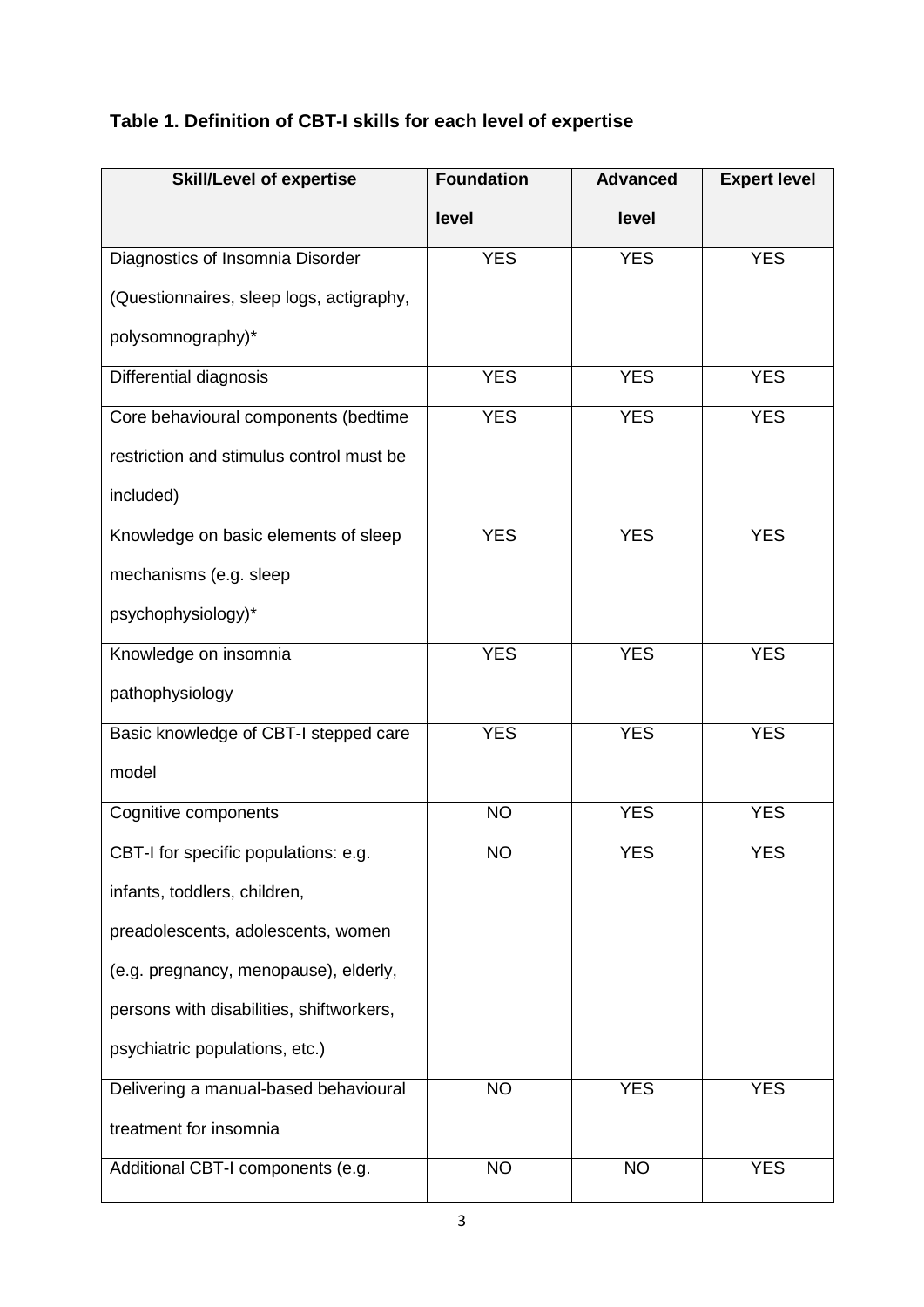**Table 1. Definition of CBT-I skills for each level of expertise**

| Skill/Level of expertise | Foundation level | Advanced level | Expert level |
|---|---|---|---|
| Diagnostics of Insomnia Disorder (Questionnaires, sleep logs, actigraphy, polysomnography)* | YES | YES | YES |
| Differential diagnosis | YES | YES | YES |
| Core behavioural components (bedtime restriction and stimulus control must be included) | YES | YES | YES |
| Knowledge on basic elements of sleep mechanisms (e.g. sleep psychophysiology)* | YES | YES | YES |
| Knowledge on insomnia pathophysiology | YES | YES | YES |
| Basic knowledge of CBT-I stepped care model | YES | YES | YES |
| Cognitive components | NO | YES | YES |
| CBT-I for specific populations: e.g. infants, toddlers, children, preadolescents, adolescents, women (e.g. pregnancy, menopause), elderly, persons with disabilities, shiftworkers, psychiatric populations, etc.) | NO | YES | YES |
| Delivering a manual-based behavioural treatment for insomnia | NO | YES | YES |
| Additional CBT-I components (e.g. | NO | NO | YES |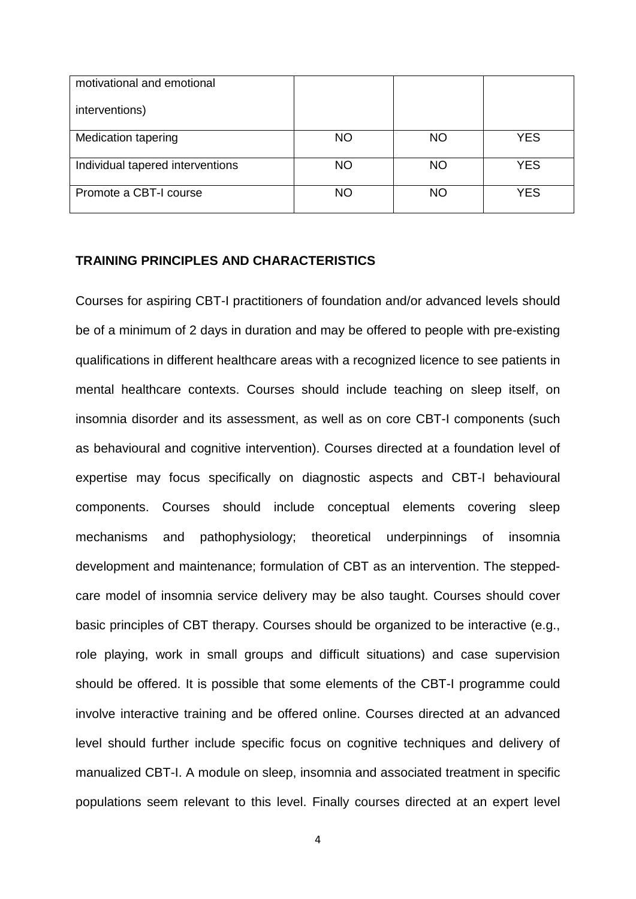| motivational and emotional interventions) | | | |
|---|---|---|---|
| Medication tapering | NO | NO | YES |
| Individual tapered interventions | NO | NO | YES |
| Promote a CBT-I course | NO | NO | YES |

**TRAINING PRINCIPLES AND CHARACTERISTICS**

Courses for aspiring CBT-I practitioners of foundation and/or advanced levels should be of a minimum of 2 days in duration and may be offered to people with pre-existing qualifications in different healthcare areas with a recognized licence to see patients in mental healthcare contexts. Courses should include teaching on sleep itself, on insomnia disorder and its assessment, as well as on core CBT-I components (such as behavioural and cognitive intervention). Courses directed at a foundation level of expertise may focus specifically on diagnostic aspects and CBT-I behavioural components. Courses should include conceptual elements covering sleep mechanisms and pathophysiology; theoretical underpinnings of insomnia development and maintenance; formulation of CBT as an intervention. The stepped-care model of insomnia service delivery may be also taught. Courses should cover basic principles of CBT therapy. Courses should be organized to be interactive (e.g., role playing, work in small groups and difficult situations) and case supervision should be offered. It is possible that some elements of the CBT-I programme could involve interactive training and be offered online. Courses directed at an advanced level should further include specific focus on cognitive techniques and delivery of manualized CBT-I. A module on sleep, insomnia and associated treatment in specific populations seem relevant to this level. Finally courses directed at an expert level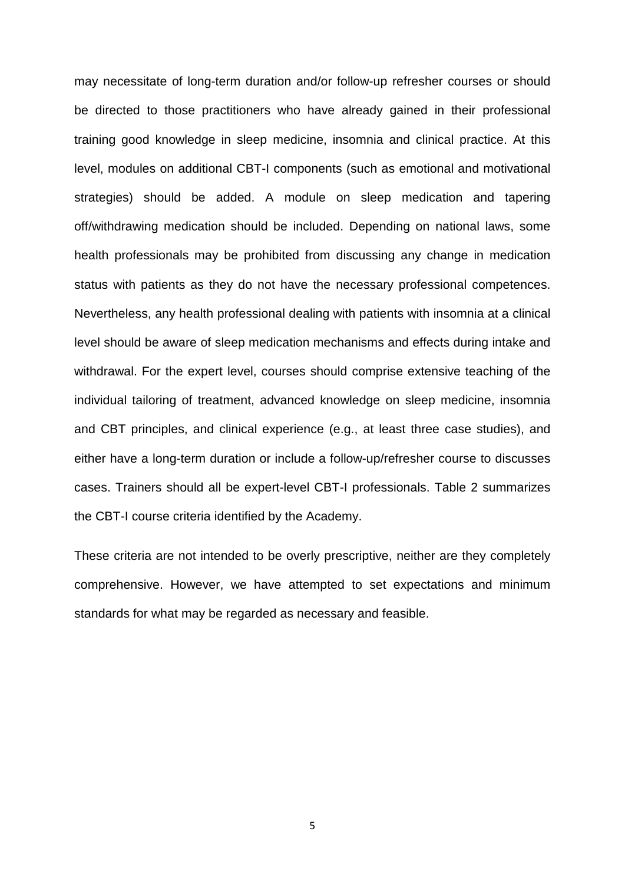may necessitate of long-term duration and/or follow-up refresher courses or should be directed to those practitioners who have already gained in their professional training good knowledge in sleep medicine, insomnia and clinical practice. At this level, modules on additional CBT-I components (such as emotional and motivational strategies) should be added. A module on sleep medication and tapering off/withdrawing medication should be included. Depending on national laws, some health professionals may be prohibited from discussing any change in medication status with patients as they do not have the necessary professional competences. Nevertheless, any health professional dealing with patients with insomnia at a clinical level should be aware of sleep medication mechanisms and effects during intake and withdrawal. For the expert level, courses should comprise extensive teaching of the individual tailoring of treatment, advanced knowledge on sleep medicine, insomnia and CBT principles, and clinical experience (e.g., at least three case studies), and either have a long-term duration or include a follow-up/refresher course to discusses cases. Trainers should all be expert-level CBT-I professionals. Table 2 summarizes the CBT-I course criteria identified by the Academy.

These criteria are not intended to be overly prescriptive, neither are they completely comprehensive. However, we have attempted to set expectations and minimum standards for what may be regarded as necessary and feasible.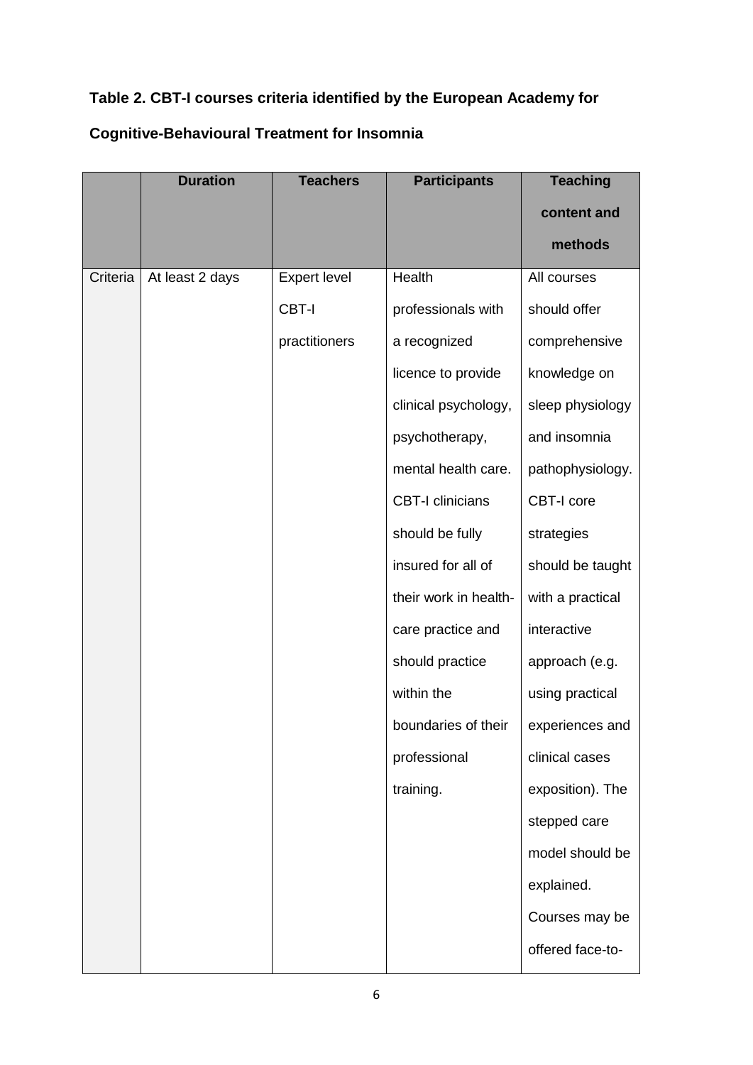**Table 2. CBT-I courses criteria identified by the European Academy for Cognitive-Behavioural Treatment for Insomnia**

| | Duration | Teachers | Participants | Teaching content and methods |
|---|---|---|---|---|
| Criteria | At least 2 days | Expert level CBT-I practitioners | Health professionals with a recognized licence to provide clinical psychology, psychotherapy, mental health care. CBT-I clinicians should be fully insured for all of their work in health-care practice and should practice within the boundaries of their professional training. | All courses should offer comprehensive knowledge on sleep physiology and insomnia pathophysiology. CBT-I core strategies should be taught with a practical interactive approach (e.g. using practical experiences and clinical cases exposition). The stepped care model should be explained. Courses may be offered face-to- |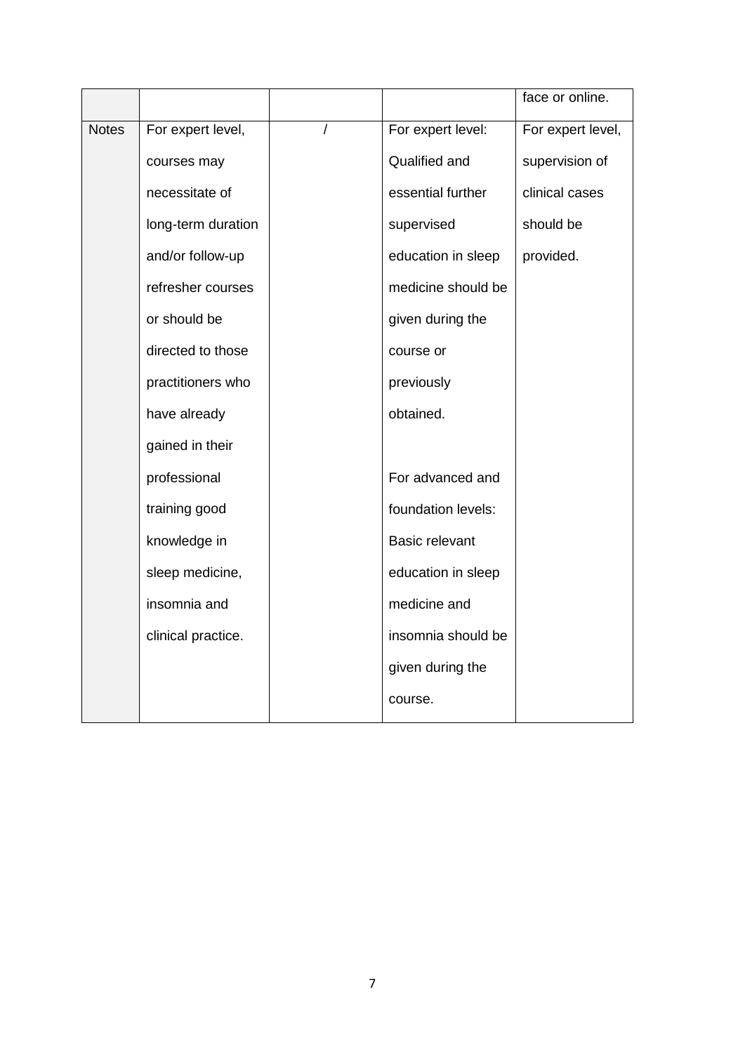| | | | | |
|---|---|---|---|---|
| | | | | face or online. |
| Notes | For expert level, courses may necessitate of long-term duration and/or follow-up refresher courses or should be directed to those practitioners who have already gained in their professional training good knowledge in sleep medicine, insomnia and clinical practice. | / | For expert level: Qualified and essential further supervised education in sleep medicine should be given during the course or previously obtained.<br><br>For advanced and foundation levels: Basic relevant education in sleep medicine and insomnia should be given during the course. | For expert level, supervision of clinical cases should be provided. |